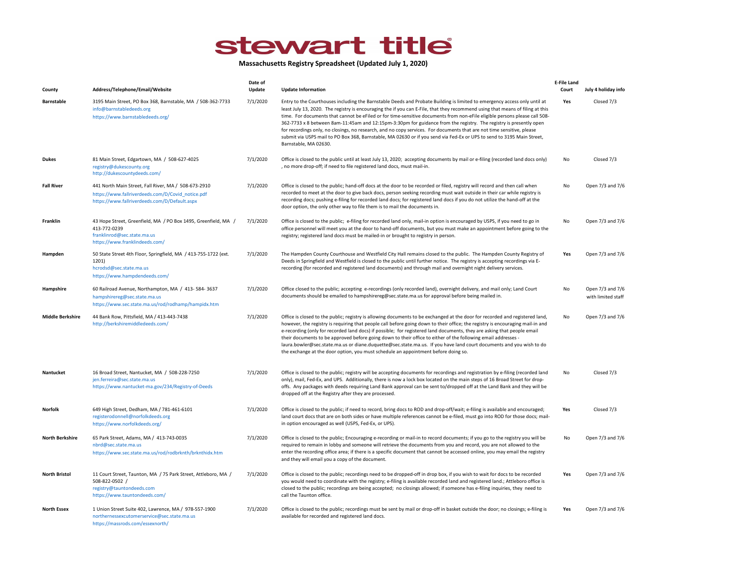# stewart title

**Massachusetts Registry Spreadsheet (Updated July 1, 2020)**

| County | Address/Telephone/Email/Website | Date of Update | Update Information | E-File Land Court | July 4 holiday info |
|---|---|---|---|---|---|
| **Barnstable** | 3195 Main Street, PO Box 368, Barnstable, MA / 508-362-7733<br>info@barnstabledeeds.org<br>https://www.barnstabledeeds.org/ | 7/1/2020 | Entry to the Courthouses including the Barnstable Deeds and Probate Building is limited to emergency access only until at least July 13, 2020. The registry is encouraging the if you can E-File, that they recommend using that means of filing at this time. For documents that cannot be eFiled or for time-sensitive documents from non-eFile eligible persons please call 508-362-7733 x 8 between 8am-11:45am and 12:15pm-3:30pm for guidance from the registry. The registry is presently open for recordings only, no closings, no research, and no copy services. For documents that are not time sensitive, please submit via USPS mail to PO Box 368, Barnstable, MA 02630 or if you send via Fed-Ex or UPS to send to 3195 Main Street, Barnstable, MA 02630. | **Yes** | Closed 7/3 |
| **Dukes** | 81 Main Street, Edgartown, MA / 508-627-4025<br>registry@dukescounty.org<br>http://dukescountydeeds.com/ | 7/1/2020 | Office is closed to the public until at least July 13, 2020; accepting documents by mail or e-filing (recorded land docs only) , no more drop-off; if need to file registered land docs, must mail-in. | No | Closed 7/3 |
| **Fall River** | 441 North Main Street, Fall River, MA / 508-673-2910<br>https://www.fallriverdeeds.com/D/Covid_notice.pdf<br>https://www.fallriverdeeds.com/D/Default.aspx | 7/1/2020 | Office is closed to the public; hand-off docs at the door to be recorded or filed, registry will record and then call when recorded to meet at the door to give back docs, person seeking recording must wait outside in their car while registry is recording docs; pushing e-filing for recorded land docs; for registered land docs if you do not utilize the hand-off at the door option, the only other way to file them is to mail the documents in. | No | Open 7/3 and 7/6 |
| **Franklin** | 43 Hope Street, Greenfield, MA / PO Box 1495, Greenfield, MA / 413-772-0239<br>franklinrod@sec.state.ma.us<br>https://www.franklindeeds.com/ | 7/1/2020 | Office is closed to the public; e-filing for recorded land only, mail-in option is encouraged by USPS, if you need to go in office personnel will meet you at the door to hand-off documents, but you must make an appointment before going to the registry; registered land docs must be mailed-in or brought to registry in person. | No | Open 7/3 and 7/6 |
| **Hampden** | 50 State Street 4th Floor, Springfield, MA / 413-755-1722 (ext. 1201)<br>hcrodsd@sec.state.ma.us<br>https://www.hampdendeeds.com/ | 7/1/2020 | The Hampden County Courthouse and Westfield City Hall remains closed to the public. The Hampden County Registry of Deeds in Springfield and Westfield is closed to the public until further notice. The registry is accepting recordings via E-recording (for recorded and registered land documents) and through mail and overnight night delivery services. | **Yes** | Open 7/3 and 7/6 |
| **Hampshire** | 60 Railroad Avenue, Northampton, MA / 413- 584- 3637<br>hampshirereg@sec.state.ma.us<br>https://www.sec.state.ma.us/rod/rodhamp/hampidx.htm | 7/1/2020 | Office closed to the public; accepting e-recordings (only recorded land), overnight delivery, and mail only; Land Court documents should be emailed to hampshirereg@sec.state.ma.us for approval before being mailed in. | No | Open 7/3 and 7/6 with limited staff |
| **Middle Berkshire** | 44 Bank Row, Pittsfield, MA / 413-443-7438<br>http://berkshiremiddledeeds.com/ | 7/1/2020 | Office is closed to the public; registry is allowing documents to be exchanged at the door for recorded and registered land, however, the registry is requiring that people call before going down to their office; the registry is encouraging mail-in and e-recording (only for recorded land docs) if possible; for registered land documents, they are asking that people email their documents to be approved before going down to their office to either of the following email addresses - laura.bowler@sec.state.ma.us or diane.duquette@sec.state.ma.us. If you have land court documents and you wish to do the exchange at the door option, you must schedule an appointment before doing so. | No | Open 7/3 and 7/6 |
| **Nantucket** | 16 Broad Street, Nantucket, MA / 508-228-7250<br>jen.ferreira@sec.state.ma.us<br>https://www.nantucket-ma.gov/234/Registry-of-Deeds | 7/1/2020 | Office is closed to the public; registry will be accepting documents for recordings and registration by e-filing (recorded land only), mail, Fed-Ex, and UPS. Additionally, there is now a lock box located on the main steps of 16 Broad Street for drop-offs. Any packages with deeds requiring Land Bank approval can be sent to/dropped off at the Land Bank and they will be dropped off at the Registry after they are processed. | No | Closed 7/3 |
| **Norfolk** | 649 High Street, Dedham, MA / 781-461-6101<br>registerodonnell@norfolkdeeds.org<br>https://www.norfolkdeeds.org/ | 7/1/2020 | Office is closed to the public; if need to record, bring docs to ROD and drop-off/wait; e-filing is available and encouraged; land court docs that are on both sides or have multiple references cannot be e-filed, must go into ROD for those docs; mail-in option encouraged as well (USPS, Fed-Ex, or UPS). | **Yes** | Closed 7/3 |
| **North Berkshire** | 65 Park Street, Adams, MA / 413-743-0035<br>nbrd@sec.state.ma.us<br>https://www.sec.state.ma.us/rod/rodbrknth/brknthidx.htm | 7/1/2020 | Office is closed to the public; Encouraging e-recording or mail-in to record documents; if you go to the registry you will be required to remain in lobby and someone will retrieve the documents from you and record, you are not allowed to the enter the recording office area; if there is a specific document that cannot be accessed online, you may email the registry and they will email you a copy of the document. | No | Open 7/3 and 7/6 |
| **North Bristol** | 11 Court Street, Taunton, MA / 75 Park Street, Attleboro, MA / 508-822-0502 /<br>registry@tauntondeeds.com<br>https://www.tauntondeeds.com/ | 7/1/2020 | Office is closed to the public; recordings need to be dropped-off in drop box, if you wish to wait for docs to be recorded you would need to coordinate with the registry; e-filing is available recorded land and registered land.; Attleboro office is closed to the public; recordings are being accepted; no closings allowed; if someone has e-filing inquiries, they need to call the Taunton office. | **Yes** | Open 7/3 and 7/6 |
| **North Essex** | 1 Union Street Suite 402, Lawrence, MA / 978-557-1900<br>northernessexcutomerservice@sec.state.ma.us<br>https://massrods.com/essexnorth/ | 7/1/2020 | Office is closed to the public; recordings must be sent by mail or drop-off in basket outside the door; no closings; e-filing is available for recorded and registered land docs. | **Yes** | Open 7/3 and 7/6 |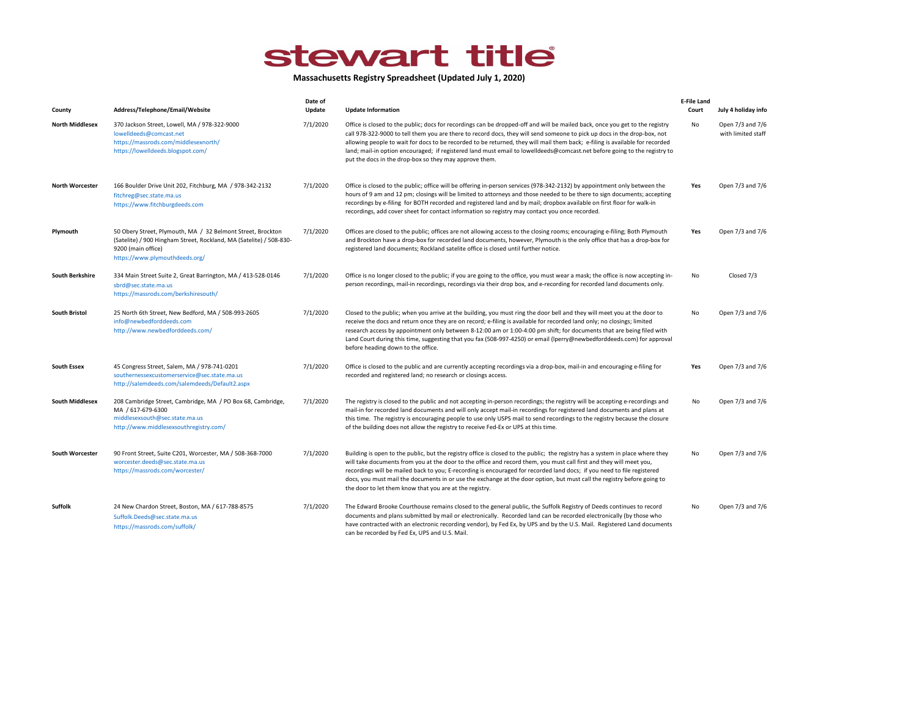# stewart title

**Massachusetts Registry Spreadsheet (Updated July 1, 2020)**

| County | Address/Telephone/Email/Website | Date of Update | Update Information | E-File Land Court | July 4 holiday info |
|---|---|---|---|---|---|
| **North Middlesex** | 370 Jackson Street, Lowell, MA / 978-322-9000<br>lowelldeeds@comcast.net<br>https://massrods.com/middlesexnorth/<br>https://lowelldeeds.blogspot.com/ | 7/1/2020 | Office is closed to the public; docs for recordings can be dropped-off and will be mailed back, once you get to the registry call 978-322-9000 to tell them you are there to record docs, they will send someone to pick up docs in the drop-box, not allowing people to wait for docs to be recorded to be returned, they will mail them back; e-filing is available for recorded land; mail-in option encouraged; if registered land must email to lowelldeeds@comcast.net before going to the registry to put the docs in the drop-box so they may approve them. | No | Open 7/3 and 7/6 with limited staff |
| **North Worcester** | 166 Boulder Drive Unit 202, Fitchburg, MA / 978-342-2132<br>fitchreg@sec.state.ma.us<br>https://www.fitchburgdeeds.com | 7/1/2020 | Office is closed to the public; office will be offering in-person services (978-342-2132) by appointment only between the hours of 9 am and 12 pm; closings will be limited to attorneys and those needed to be there to sign documents; accepting recordings by e-filing for BOTH recorded and registered land and by mail; dropbox available on first floor for walk-in recordings, add cover sheet for contact information so registry may contact you once recorded. | **Yes** | Open 7/3 and 7/6 |
| **Plymouth** | 50 Obery Street, Plymouth, MA / 32 Belmont Street, Brockton (Satelite) / 900 Hingham Street, Rockland, MA (Satelite) / 508-830-9200 (main office)<br>https://www.plymouthdeeds.org/ | 7/1/2020 | Offices are closed to the public; offices are not allowing access to the closing rooms; encouraging e-filing; Both Plymouth and Brockton have a drop-box for recorded land documents, however, Plymouth is the only office that has a drop-box for registered land documents; Rockland satelite office is closed until further notice. | **Yes** | Open 7/3 and 7/6 |
| **South Berkshire** | 334 Main Street Suite 2, Great Barrington, MA / 413-528-0146<br>sbrd@sec.state.ma.us<br>https://massrods.com/berkshiresouth/ | 7/1/2020 | Office is no longer closed to the public; if you are going to the office, you must wear a mask; the office is now accepting in-person recordings, mail-in recordings, recordings via their drop box, and e-recording for recorded land documents only. | No | Closed 7/3 |
| **South Bristol** | 25 North 6th Street, New Bedford, MA / 508-993-2605<br>info@newbedforddeeds.com<br>http://www.newbedforddeeds.com/ | 7/1/2020 | Closed to the public; when you arrive at the building, you must ring the door bell and they will meet you at the door to receive the docs and return once they are on record; e-filing is available for recorded land only; no closings; limited research access by appointment only between 8-12:00 am or 1:00-4:00 pm shift; for documents that are being filed with Land Court during this time, suggesting that you fax (508-997-4250) or email (lperry@newbedforddeeds.com) for approval before heading down to the office. | No | Open 7/3 and 7/6 |
| **South Essex** | 45 Congress Street, Salem, MA / 978-741-0201<br>southernessexcustomerservice@sec.state.ma.us<br>http://salemdeeds.com/salemdeeds/Default2.aspx | 7/1/2020 | Office is closed to the public and are currently accepting recordings via a drop-box, mail-in and encouraging e-filing for recorded and registered land; no research or closings access. | **Yes** | Open 7/3 and 7/6 |
| **South Middlesex** | 208 Cambridge Street, Cambridge, MA / PO Box 68, Cambridge, MA / 617-679-6300<br>middlesexsouth@sec.state.ma.us<br>http://www.middlesexsouthregistry.com/ | 7/1/2020 | The registry is closed to the public and not accepting in-person recordings; the registry will be accepting e-recordings and mail-in for recorded land documents and will only accept mail-in recordings for registered land documents and plans at this time. The registry is encouraging people to use only USPS mail to send recordings to the registry because the closure of the building does not allow the registry to receive Fed-Ex or UPS at this time. | No | Open 7/3 and 7/6 |
| **South Worcester** | 90 Front Street, Suite C201, Worcester, MA / 508-368-7000<br>worcester.deeds@sec.state.ma.us<br>https://massrods.com/worcester/ | 7/1/2020 | Building is open to the public, but the registry office is closed to the public; the registry has a system in place where they will take documents from you at the door to the office and record them, you must call first and they will meet you, recordings will be mailed back to you; E-recording is encouraged for recorded land docs; if you need to file registered docs, you must mail the documents in or use the exchange at the door option, but must call the registry before going to the door to let them know that you are at the registry. | No | Open 7/3 and 7/6 |
| **Suffolk** | 24 New Chardon Street, Boston, MA / 617-788-8575<br>Suffolk.Deeds@sec.state.ma.us<br>https://massrods.com/suffolk/ | 7/1/2020 | The Edward Brooke Courthouse remains closed to the general public, the Suffolk Registry of Deeds continues to record documents and plans submitted by mail or electronically. Recorded land can be recorded electronically (by those who have contracted with an electronic recording vendor), by Fed Ex, by UPS and by the U.S. Mail. Registered Land documents can be recorded by Fed Ex, UPS and U.S. Mail. | No | Open 7/3 and 7/6 |